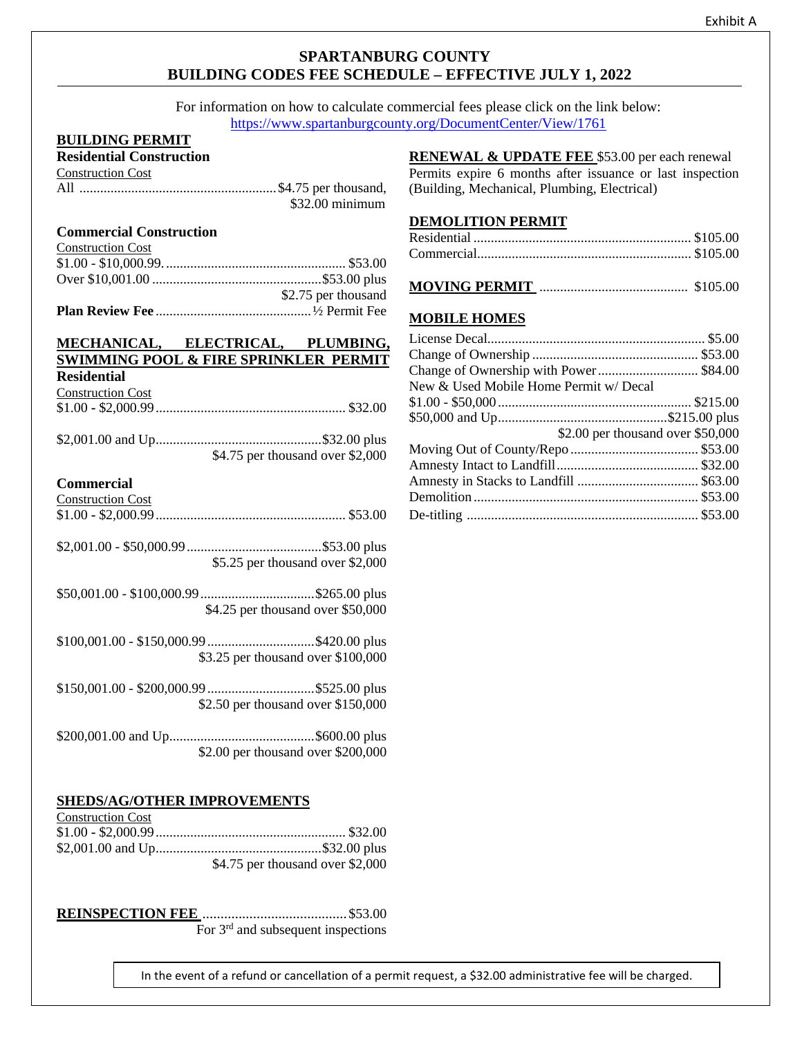Exhibit A

# SPARTANBURG COUNTY
# BUILDING CODES FEE SCHEDULE – EFFECTIVE JULY 1, 2022

For information on how to calculate commercial fees please click on the link below:
https://www.spartanburgcounty.org/DocumentCenter/View/1761

## BUILDING PERMIT

### Residential Construction

| Construction Cost | |
|---|---|
| All | $4.75 per thousand, $32.00 minimum |

### Commercial Construction

| Construction Cost | |
|---|---|
| $1.00 - $10,000.99. | $53.00 |
| Over $10,001.00 | $53.00 plus $2.75 per thousand |
| **Plan Review Fee** | ½ Permit Fee |

## MECHANICAL, ELECTRICAL, PLUMBING, SWIMMING POOL & FIRE SPRINKLER PERMIT

### Residential

| Construction Cost | |
|---|---|
| $1.00 - $2,000.99 | $32.00 |
| $2,001.00 and Up | $32.00 plus $4.75 per thousand over $2,000 |

### Commercial

| Construction Cost | |
|---|---|
| $1.00 - $2,000.99 | $53.00 |
| $2,001.00 - $50,000.99 | $53.00 plus $5.25 per thousand over $2,000 |
| $50,001.00 - $100,000.99 | $265.00 plus $4.25 per thousand over $50,000 |
| $100,001.00 - $150,000.99 | $420.00 plus $3.25 per thousand over $100,000 |
| $150,001.00 - $200,000.99 | $525.00 plus $2.50 per thousand over $150,000 |
| $200,001.00 and Up | $600.00 plus $2.00 per thousand over $200,000 |

## SHEDS/AG/OTHER IMPROVEMENTS

| Construction Cost | |
|---|---|
| $1.00 - $2,000.99 | $32.00 |
| $2,001.00 and Up | $32.00 plus $4.75 per thousand over $2,000 |

**REINSPECTION FEE** ........ $53.00
For 3rd and subsequent inspections

**RENEWAL & UPDATE FEE** $53.00 per each renewal
Permits expire 6 months after issuance or last inspection (Building, Mechanical, Plumbing, Electrical)

## DEMOLITION PERMIT

| | |
|---|---|
| Residential | $105.00 |
| Commercial | $105.00 |

**MOVING PERMIT** ........ $105.00

## MOBILE HOMES

| | |
|---|---|
| License Decal | $5.00 |
| Change of Ownership | $53.00 |
| Change of Ownership with Power | $84.00 |
| New & Used Mobile Home Permit w/ Decal | |
| $1.00 - $50,000 | $215.00 |
| $50,000 and Up | $215.00 plus $2.00 per thousand over $50,000 |
| Moving Out of County/Repo | $53.00 |
| Amnesty Intact to Landfill | $32.00 |
| Amnesty in Stacks to Landfill | $63.00 |
| Demolition | $53.00 |
| De-titling | $53.00 |

In the event of a refund or cancellation of a permit request, a $32.00 administrative fee will be charged.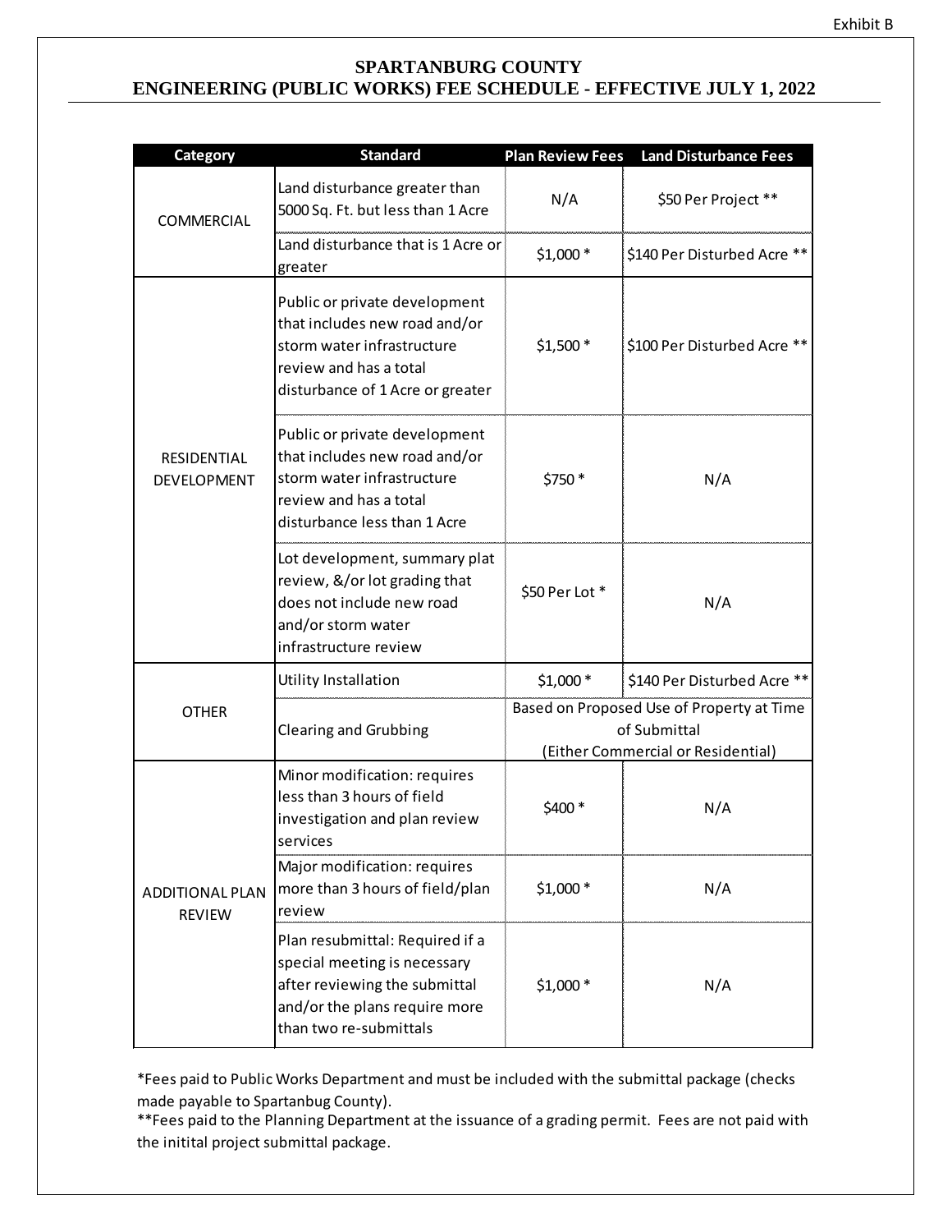Exhibit B

# SPARTANBURG COUNTY
## ENGINEERING (PUBLIC WORKS) FEE SCHEDULE - EFFECTIVE JULY 1, 2022

| Category | Standard | Plan Review Fees | Land Disturbance Fees |
|---|---|---|---|
| COMMERCIAL | Land disturbance greater than 5000 Sq. Ft. but less than 1 Acre | N/A | $50 Per Project ** |
| | Land disturbance that is 1 Acre or greater | $1,000 * | $140 Per Disturbed Acre ** |
| RESIDENTIAL DEVELOPMENT | Public or private development that includes new road and/or storm water infrastructure review and has a total disturbance of 1 Acre or greater | $1,500 * | $100 Per Disturbed Acre ** |
| | Public or private development that includes new road and/or storm water infrastructure review and has a total disturbance less than 1 Acre | $750 * | N/A |
| | Lot development, summary plat review, &/or lot grading that does not include new road and/or storm water infrastructure review | $50 Per Lot * | N/A |
| OTHER | Utility Installation | $1,000 * | $140 Per Disturbed Acre ** |
| | Clearing and Grubbing | Based on Proposed Use of Property at Time of Submittal (Either Commercial or Residential) | |
| ADDITIONAL PLAN REVIEW | Minor modification: requires less than 3 hours of field investigation and plan review services | $400 * | N/A |
| | Major modification: requires more than 3 hours of field/plan review | $1,000 * | N/A |
| | Plan resubmittal: Required if a special meeting is necessary after reviewing the submittal and/or the plans require more than two re-submittals | $1,000 * | N/A |

*Fees paid to Public Works Department and must be included with the submittal package (checks made payable to Spartanbug County).

**Fees paid to the Planning Department at the issuance of a grading permit. Fees are not paid with the initital project submittal package.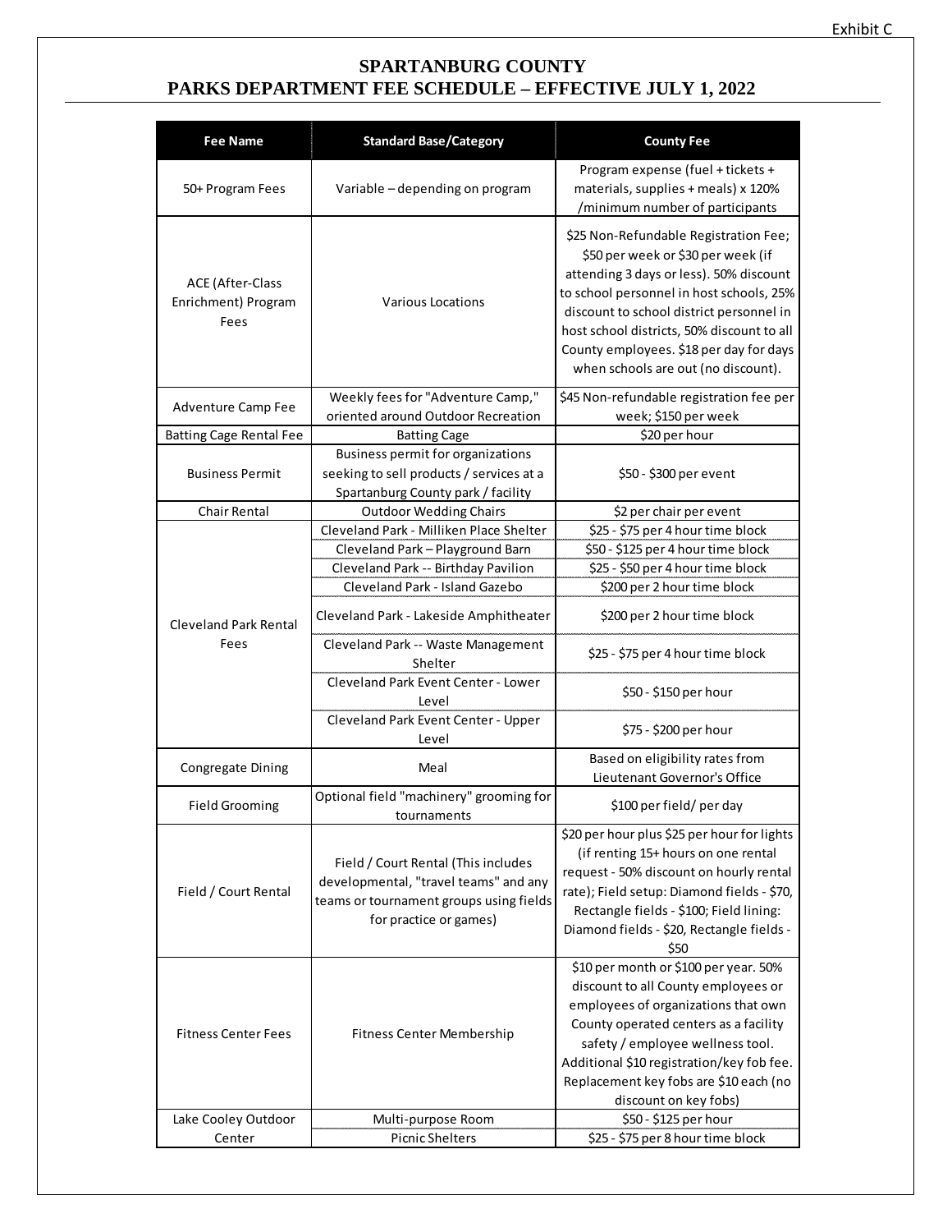Exhibit C

# SPARTANBURG COUNTY
## PARKS DEPARTMENT FEE SCHEDULE – EFFECTIVE JULY 1, 2022

| Fee Name | Standard Base/Category | County Fee |
|---|---|---|
| 50+ Program Fees | Variable – depending on program | Program expense (fuel + tickets + materials, supplies + meals) x 120% /minimum number of participants |
| ACE (After-Class Enrichment) Program Fees | Various Locations | $25 Non-Refundable Registration Fee; $50 per week or $30 per week (if attending 3 days or less). 50% discount to school personnel in host schools, 25% discount to school district personnel in host school districts, 50% discount to all County employees. $18 per day for days when schools are out (no discount). |
| Adventure Camp Fee | Weekly fees for "Adventure Camp," oriented around Outdoor Recreation | $45 Non-refundable registration fee per week; $150 per week |
| Batting Cage Rental Fee | Batting Cage | $20 per hour |
| Business Permit | Business permit for organizations seeking to sell products / services at a Spartanburg County park / facility | $50 - $300 per event |
| Chair Rental | Outdoor Wedding Chairs | $2 per chair per event |
| Cleveland Park Rental Fees | Cleveland Park - Milliken Place Shelter | $25 - $75 per 4 hour time block |
| | Cleveland Park – Playground Barn | $50 - $125 per 4 hour time block |
| | Cleveland Park -- Birthday Pavilion | $25 - $50 per 4 hour time block |
| | Cleveland Park - Island Gazebo | $200 per 2 hour time block |
| | Cleveland Park - Lakeside Amphitheater | $200 per 2 hour time block |
| | Cleveland Park -- Waste Management Shelter | $25 - $75 per 4 hour time block |
| | Cleveland Park Event Center - Lower Level | $50 - $150 per hour |
| | Cleveland Park Event Center - Upper Level | $75 - $200 per hour |
| Congregate Dining | Meal | Based on eligibility rates from Lieutenant Governor's Office |
| Field Grooming | Optional field "machinery" grooming for tournaments | $100 per field/ per day |
| Field / Court Rental | Field / Court Rental (This includes developmental, "travel teams" and any teams or tournament groups using fields for practice or games) | $20 per hour plus $25 per hour for lights (if renting 15+ hours on one rental request - 50% discount on hourly rental rate); Field setup: Diamond fields - $70, Rectangle fields - $100; Field lining: Diamond fields - $20, Rectangle fields - $50 |
| Fitness Center Fees | Fitness Center Membership | $10 per month or $100 per year. 50% discount to all County employees or employees of organizations that own County operated centers as a facility safety / employee wellness tool. Additional $10 registration/key fob fee. Replacement key fobs are $10 each (no discount on key fobs) |
| Lake Cooley Outdoor Center | Multi-purpose Room | $50 - $125 per hour |
| | Picnic Shelters | $25 - $75 per 8 hour time block |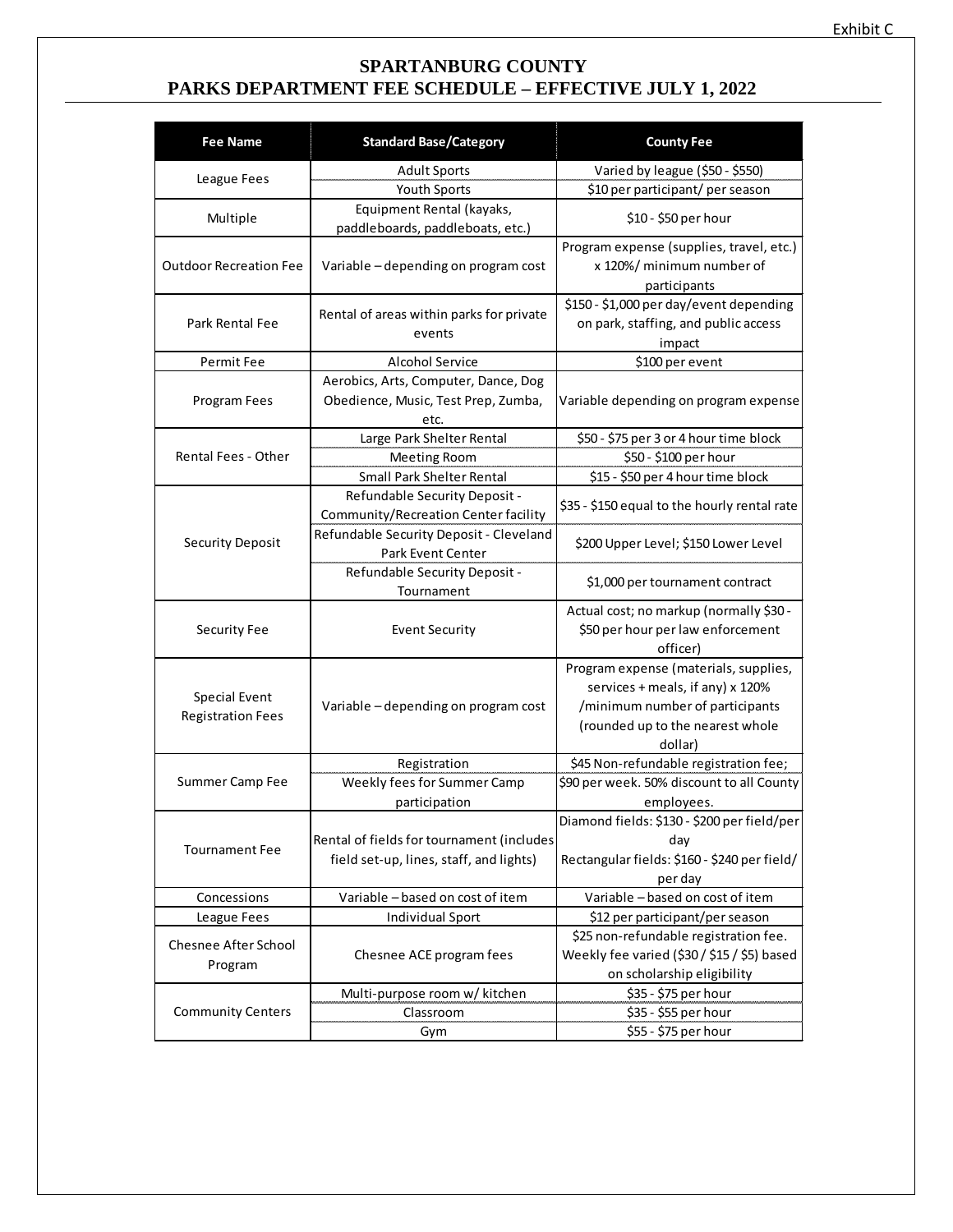Exhibit C

# SPARTANBURG COUNTY
## PARKS DEPARTMENT FEE SCHEDULE – EFFECTIVE JULY 1, 2022

| Fee Name | Standard Base/Category | County Fee |
|---|---|---|
| League Fees | Adult Sports | Varied by league ($50 - $550) |
| | Youth Sports | $10 per participant/ per season |
| Multiple | Equipment Rental (kayaks, paddleboards, paddleboats, etc.) | $10 - $50 per hour |
| Outdoor Recreation Fee | Variable – depending on program cost | Program expense (supplies, travel, etc.) x 120%/ minimum number of participants |
| Park Rental Fee | Rental of areas within parks for private events | $150 - $1,000 per day/event depending on park, staffing, and public access impact |
| Permit Fee | Alcohol Service | $100 per event |
| Program Fees | Aerobics, Arts, Computer, Dance, Dog Obedience, Music, Test Prep, Zumba, etc. | Variable depending on program expense |
| Rental Fees - Other | Large Park Shelter Rental | $50 - $75 per 3 or 4 hour time block |
| | Meeting Room | $50 - $100 per hour |
| | Small Park Shelter Rental | $15 - $50 per 4 hour time block |
| Security Deposit | Refundable Security Deposit - Community/Recreation Center facility | $35 - $150 equal to the hourly rental rate |
| | Refundable Security Deposit - Cleveland Park Event Center | $200 Upper Level; $150 Lower Level |
| | Refundable Security Deposit - Tournament | $1,000 per tournament contract |
| Security Fee | Event Security | Actual cost; no markup (normally $30 - $50 per hour per law enforcement officer) |
| Special Event Registration Fees | Variable – depending on program cost | Program expense (materials, supplies, services + meals, if any) x 120% /minimum number of participants (rounded up to the nearest whole dollar) |
| Summer Camp Fee | Registration | $45 Non-refundable registration fee; |
| | Weekly fees for Summer Camp participation | $90 per week. 50% discount to all County employees. |
| Tournament Fee | Rental of fields for tournament (includes field set-up, lines, staff, and lights) | Diamond fields: $130 - $200 per field/per day<br>Rectangular fields: $160 - $240 per field/ per day |
| Concessions | Variable – based on cost of item | Variable – based on cost of item |
| League Fees | Individual Sport | $12 per participant/per season |
| Chesnee After School Program | Chesnee ACE program fees | $25 non-refundable registration fee. Weekly fee varied ($30 / $15 / $5) based on scholarship eligibility |
| Community Centers | Multi-purpose room w/ kitchen | $35 - $75 per hour |
| | Classroom | $35 - $55 per hour |
| | Gym | $55 - $75 per hour |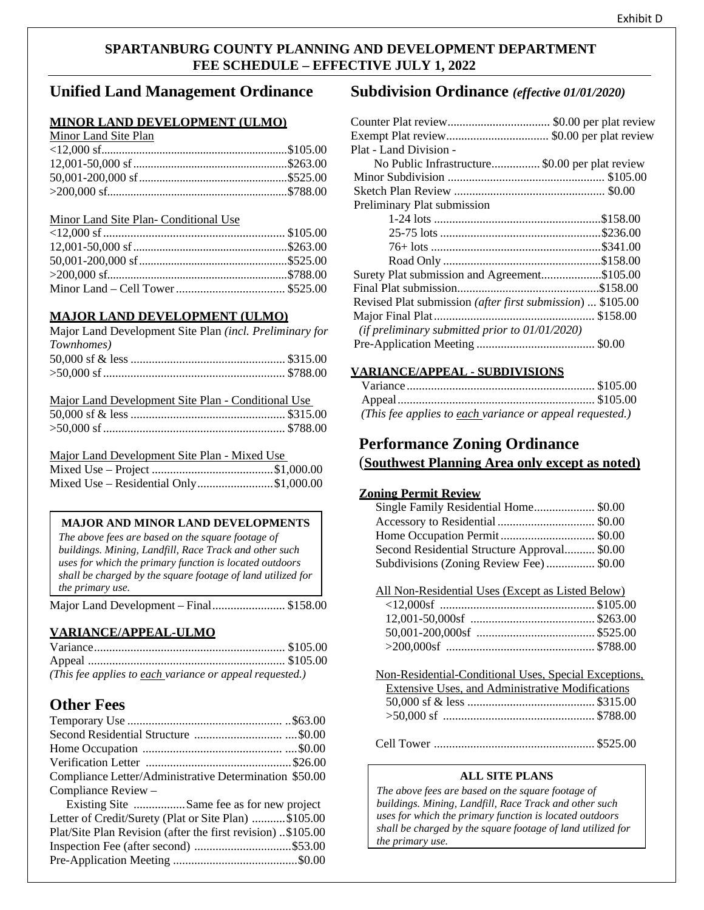Exhibit D

**SPARTANBURG COUNTY PLANNING AND DEVELOPMENT DEPARTMENT**
**FEE SCHEDULE – EFFECTIVE JULY 1, 2022**

# Unified Land Management Ordinance

## MINOR LAND DEVELOPMENT (ULMO)

Minor Land Site Plan

| | |
|---|---|
| <12,000 sf | $105.00 |
| 12,001-50,000 sf | $263.00 |
| 50,001-200,000 sf | $525.00 |
| >200,000 sf | $788.00 |

Minor Land Site Plan- Conditional Use

| | |
|---|---|
| <12,000 sf | $105.00 |
| 12,001-50,000 sf | $263.00 |
| 50,001-200,000 sf | $525.00 |
| >200,000 sf | $788.00 |
| Minor Land – Cell Tower | $525.00 |

## MAJOR LAND DEVELOPMENT (ULMO)

Major Land Development Site Plan *(incl. Preliminary for Townhomes)*

| | |
|---|---|
| 50,000 sf & less | $315.00 |
| >50,000 sf | $788.00 |

Major Land Development Site Plan - Conditional Use

| | |
|---|---|
| 50,000 sf & less | $315.00 |
| >50,000 sf | $788.00 |

Major Land Development Site Plan - Mixed Use

| | |
|---|---|
| Mixed Use – Project | $1,000.00 |
| Mixed Use – Residential Only | $1,000.00 |

**MAJOR AND MINOR LAND DEVELOPMENTS**

*The above fees are based on the square footage of buildings. Mining, Landfill, Race Track and other such uses for which the primary function is located outdoors shall be charged by the square footage of land utilized for the primary use.*

| | |
|---|---|
| Major Land Development – Final | $158.00 |

## VARIANCE/APPEAL-ULMO

| | |
|---|---|
| Variance | $105.00 |
| Appeal | $105.00 |

*(This fee applies to each variance or appeal requested.)*

# Other Fees

| | |
|---|---|
| Temporary Use | $63.00 |
| Second Residential Structure | $0.00 |
| Home Occupation | $0.00 |
| Verification Letter | $26.00 |
| Compliance Letter/Administrative Determination | $50.00 |
| Compliance Review – Existing Site | Same fee as for new project |
| Letter of Credit/Surety (Plat or Site Plan) | $105.00 |
| Plat/Site Plan Revision (after the first revision) | $105.00 |
| Inspection Fee (after second) | $53.00 |
| Pre-Application Meeting | $0.00 |

# Subdivision Ordinance *(effective 01/01/2020)*

| | |
|---|---|
| Counter Plat review | $0.00 per plat review |
| Exempt Plat review | $0.00 per plat review |
| Plat - Land Division - No Public Infrastructure | $0.00 per plat review |
| Minor Subdivision | $105.00 |
| Sketch Plan Review | $0.00 |
| Preliminary Plat submission | |
| 1-24 lots | $158.00 |
| 25-75 lots | $236.00 |
| 76+ lots | $341.00 |
| Road Only | $158.00 |
| Surety Plat submission and Agreement | $105.00 |
| Final Plat submission | $158.00 |
| Revised Plat submission *(after first submission)* | $105.00 |
| Major Final Plat *(if preliminary submitted prior to 01/01/2020)* | $158.00 |
| Pre-Application Meeting | $0.00 |

## VARIANCE/APPEAL - SUBDIVISIONS

| | |
|---|---|
| Variance | $105.00 |
| Appeal | $105.00 |

*(This fee applies to each variance or appeal requested.)*

# Performance Zoning Ordinance

**(Southwest Planning Area only except as noted)**

## Zoning Permit Review

| | |
|---|---|
| Single Family Residential Home | $0.00 |
| Accessory to Residential | $0.00 |
| Home Occupation Permit | $0.00 |
| Second Residential Structure Approval | $0.00 |
| Subdivisions (Zoning Review Fee) | $0.00 |

All Non-Residential Uses (Except as Listed Below)

| | |
|---|---|
| <12,000sf | $105.00 |
| 12,001-50,000sf | $263.00 |
| 50,001-200,000sf | $525.00 |
| >200,000sf | $788.00 |

Non-Residential-Conditional Uses, Special Exceptions, Extensive Uses, and Administrative Modifications

| | |
|---|---|
| 50,000 sf & less | $315.00 |
| >50,000 sf | $788.00 |
| Cell Tower | $525.00 |

**ALL SITE PLANS**

*The above fees are based on the square footage of buildings. Mining, Landfill, Race Track and other such uses for which the primary function is located outdoors shall be charged by the square footage of land utilized for the primary use.*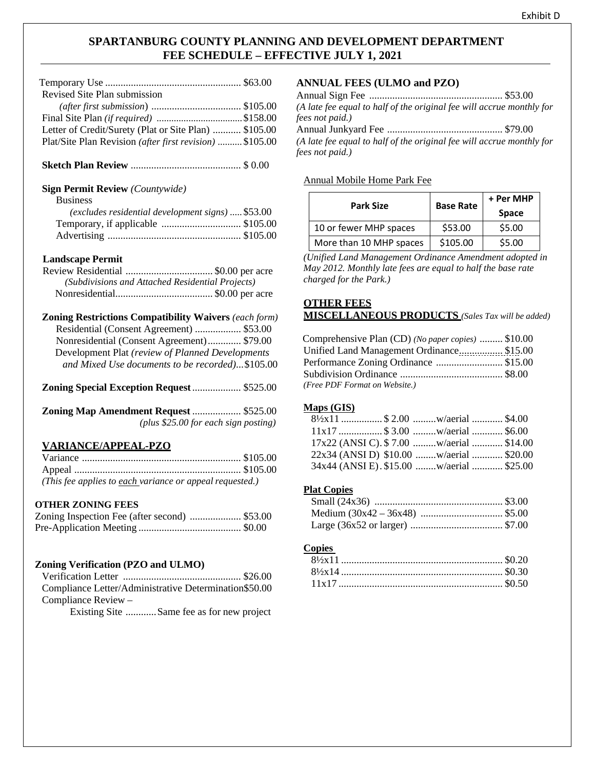Exhibit D

# SPARTANBURG COUNTY PLANNING AND DEVELOPMENT DEPARTMENT FEE SCHEDULE – EFFECTIVE JULY 1, 2021

Temporary Use ..................................................... $63.00
Revised Site Plan submission
*(after first submission)* .................................. $105.00
Final Site Plan *(if required)* .................................. $158.00
Letter of Credit/Surety (Plat or Site Plan) ........... $105.00
Plat/Site Plan Revision *(after first revision)* .......... $105.00

**Sketch Plan Review** ........................................... $ 0.00

**Sign Permit Review** *(Countywide)*
Business
*(excludes residential development signs)* ..... $53.00
Temporary, if applicable ............................... $105.00
Advertising .................................................... $105.00

**Landscape Permit**
Review Residential .................................. $0.00 per acre
*(Subdivisions and Attached Residential Projects)*
Nonresidential...................................... $0.00 per acre

**Zoning Restrictions Compatibility Waivers** *(each form)*
Residential (Consent Agreement) .................. $53.00
Nonresidential (Consent Agreement)............. $79.00
Development Plat *(review of Planned Developments and Mixed Use documents to be recorded)*...$105.00

**Zoning Special Exception Request**.................. $525.00

**Zoning Map Amendment Request** .................. $525.00
*(plus $25.00 for each sign posting)*

## VARIANCE/APPEAL-PZO

Variance ............................................................. $105.00
Appeal ................................................................ $105.00
*(This fee applies to each variance or appeal requested.)*

### OTHER ZONING FEES

Zoning Inspection Fee (after second) .................... $53.00
Pre-Application Meeting ........................................ $0.00

### Zoning Verification (PZO and ULMO)

Verification Letter ............................................. $26.00
Compliance Letter/Administrative Determination$50.00
Compliance Review –
Existing Site ............Same fee as for new project

### ANNUAL FEES (ULMO and PZO)

Annual Sign Fee ................................................... $53.00
*(A late fee equal to half of the original fee will accrue monthly for fees not paid.)*
Annual Junkyard Fee ............................................ $79.00
*(A late fee equal to half of the original fee will accrue monthly for fees not paid.)*

Annual Mobile Home Park Fee

| Park Size | Base Rate | + Per MHP Space |
|---|---|---|
| 10 or fewer MHP spaces | $53.00 | $5.00 |
| More than 10 MHP spaces | $105.00 | $5.00 |

*(Unified Land Management Ordinance Amendment adopted in May 2012. Monthly late fees are equal to half the base rate charged for the Park.)*

## OTHER FEES
## MISCELLANEOUS PRODUCTS *(Sales Tax will be added)*

Comprehensive Plan (CD) *(No paper copies)* ......... $10.00
Unified Land Management Ordinance................. $15.00
Performance Zoning Ordinance .......................... $15.00
Subdivision Ordinance ........................................ $8.00
*(Free PDF Format on Website.)*

**Maps (GIS)**

8½x11 ................ $ 2.00 .........w/aerial ............ $4.00
11x17 ................. $ 3.00 .........w/aerial ............ $6.00
17x22 (ANSI C). $ 7.00 .........w/aerial ............ $14.00
22x34 (ANSI D) $10.00 ........w/aerial ............ $20.00
34x44 (ANSI E). $15.00 ........w/aerial ............ $25.00

**Plat Copies**

Small (24x36) .................................................. $3.00
Medium (30x42 – 36x48) ................................ $5.00
Large (36x52 or larger) .................................... $7.00

**Copies**

8½x11 .............................................................. $0.20
8½x14 .............................................................. $0.30
11x17 ............................................................... $0.50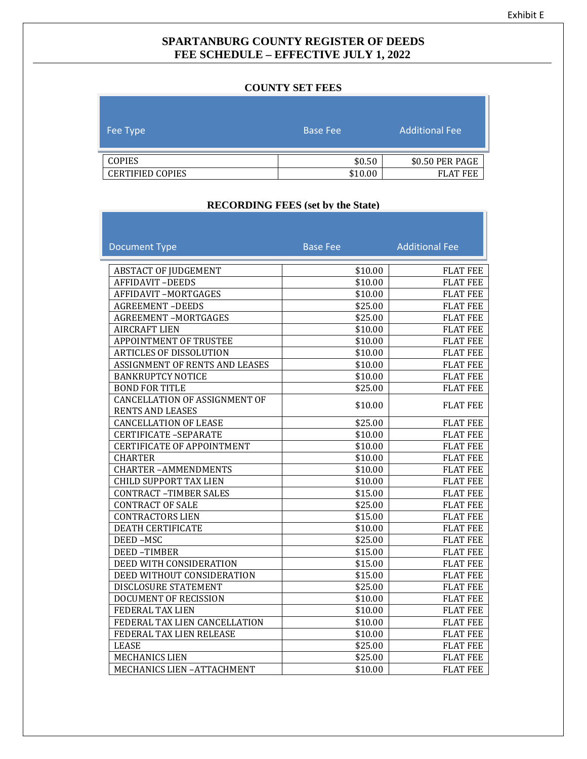Exhibit E

# SPARTANBURG COUNTY REGISTER OF DEEDS
# FEE SCHEDULE – EFFECTIVE JULY 1, 2022

## COUNTY SET FEES

| Fee Type | Base Fee | Additional Fee |
|---|---|---|
| COPIES | $0.50 | $0.50 PER PAGE |
| CERTIFIED COPIES | $10.00 | FLAT FEE |

## RECORDING FEES (set by the State)

| Document Type | Base Fee | Additional Fee |
|---|---|---|
| ABSTACT OF JUDGEMENT | $10.00 | FLAT FEE |
| AFFIDAVIT –DEEDS | $10.00 | FLAT FEE |
| AFFIDAVIT –MORTGAGES | $10.00 | FLAT FEE |
| AGREEMENT –DEEDS | $25.00 | FLAT FEE |
| AGREEMENT –MORTGAGES | $25.00 | FLAT FEE |
| AIRCRAFT LIEN | $10.00 | FLAT FEE |
| APPOINTMENT OF TRUSTEE | $10.00 | FLAT FEE |
| ARTICLES OF DISSOLUTION | $10.00 | FLAT FEE |
| ASSIGNMENT OF RENTS AND LEASES | $10.00 | FLAT FEE |
| BANKRUPTCY NOTICE | $10.00 | FLAT FEE |
| BOND FOR TITLE | $25.00 | FLAT FEE |
| CANCELLATION OF ASSIGNMENT OF RENTS AND LEASES | $10.00 | FLAT FEE |
| CANCELLATION OF LEASE | $25.00 | FLAT FEE |
| CERTIFICATE –SEPARATE | $10.00 | FLAT FEE |
| CERTIFICATE OF APPOINTMENT | $10.00 | FLAT FEE |
| CHARTER | $10.00 | FLAT FEE |
| CHARTER –AMMENDMENTS | $10.00 | FLAT FEE |
| CHILD SUPPORT TAX LIEN | $10.00 | FLAT FEE |
| CONTRACT –TIMBER SALES | $15.00 | FLAT FEE |
| CONTRACT OF SALE | $25.00 | FLAT FEE |
| CONTRACTORS LIEN | $15.00 | FLAT FEE |
| DEATH CERTIFICATE | $10.00 | FLAT FEE |
| DEED –MSC | $25.00 | FLAT FEE |
| DEED –TIMBER | $15.00 | FLAT FEE |
| DEED WITH CONSIDERATION | $15.00 | FLAT FEE |
| DEED WITHOUT CONSIDERATION | $15.00 | FLAT FEE |
| DISCLOSURE STATEMENT | $25.00 | FLAT FEE |
| DOCUMENT OF RECISSION | $10.00 | FLAT FEE |
| FEDERAL TAX LIEN | $10.00 | FLAT FEE |
| FEDERAL TAX LIEN CANCELLATION | $10.00 | FLAT FEE |
| FEDERAL TAX LIEN RELEASE | $10.00 | FLAT FEE |
| LEASE | $25.00 | FLAT FEE |
| MECHANICS LIEN | $25.00 | FLAT FEE |
| MECHANICS LIEN –ATTACHMENT | $10.00 | FLAT FEE |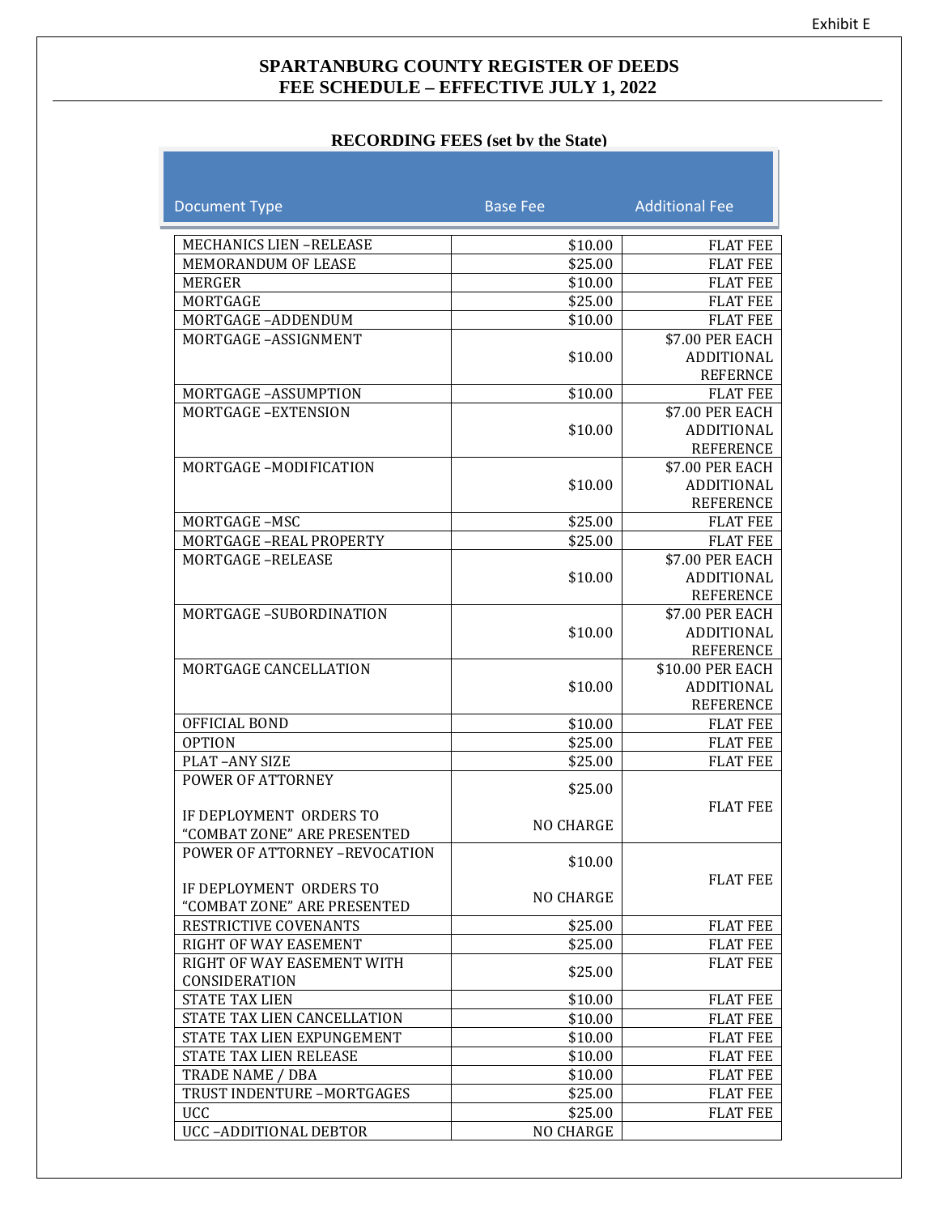Exhibit E

# SPARTANBURG COUNTY REGISTER OF DEEDS
# FEE SCHEDULE – EFFECTIVE JULY 1, 2022

## RECORDING FEES (set by the State)

| Document Type | Base Fee | Additional Fee |
|---|---|---|
| MECHANICS LIEN –RELEASE | $10.00 | FLAT FEE |
| MEMORANDUM OF LEASE | $25.00 | FLAT FEE |
| MERGER | $10.00 | FLAT FEE |
| MORTGAGE | $25.00 | FLAT FEE |
| MORTGAGE –ADDENDUM | $10.00 | FLAT FEE |
| MORTGAGE –ASSIGNMENT | $10.00 | $7.00 PER EACH ADDITIONAL REFERNCE |
| MORTGAGE –ASSUMPTION | $10.00 | FLAT FEE |
| MORTGAGE –EXTENSION | $10.00 | $7.00 PER EACH ADDITIONAL REFERENCE |
| MORTGAGE –MODIFICATION | $10.00 | $7.00 PER EACH ADDITIONAL REFERENCE |
| MORTGAGE –MSC | $25.00 | FLAT FEE |
| MORTGAGE –REAL PROPERTY | $25.00 | FLAT FEE |
| MORTGAGE –RELEASE | $10.00 | $7.00 PER EACH ADDITIONAL REFERENCE |
| MORTGAGE –SUBORDINATION | $10.00 | $7.00 PER EACH ADDITIONAL REFERENCE |
| MORTGAGE CANCELLATION | $10.00 | $10.00 PER EACH ADDITIONAL REFERENCE |
| OFFICIAL BOND | $10.00 | FLAT FEE |
| OPTION | $25.00 | FLAT FEE |
| PLAT –ANY SIZE | $25.00 | FLAT FEE |
| POWER OF ATTORNEY<br><br>IF DEPLOYMENT ORDERS TO "COMBAT ZONE" ARE PRESENTED | $25.00<br><br>NO CHARGE | FLAT FEE |
| POWER OF ATTORNEY –REVOCATION<br><br>IF DEPLOYMENT ORDERS TO "COMBAT ZONE" ARE PRESENTED | $10.00<br><br>NO CHARGE | FLAT FEE |
| RESTRICTIVE COVENANTS | $25.00 | FLAT FEE |
| RIGHT OF WAY EASEMENT | $25.00 | FLAT FEE |
| RIGHT OF WAY EASEMENT WITH CONSIDERATION | $25.00 | FLAT FEE |
| STATE TAX LIEN | $10.00 | FLAT FEE |
| STATE TAX LIEN CANCELLATION | $10.00 | FLAT FEE |
| STATE TAX LIEN EXPUNGEMENT | $10.00 | FLAT FEE |
| STATE TAX LIEN RELEASE | $10.00 | FLAT FEE |
| TRADE NAME / DBA | $10.00 | FLAT FEE |
| TRUST INDENTURE –MORTGAGES | $25.00 | FLAT FEE |
| UCC | $25.00 | FLAT FEE |
| UCC –ADDITIONAL DEBTOR | NO CHARGE | |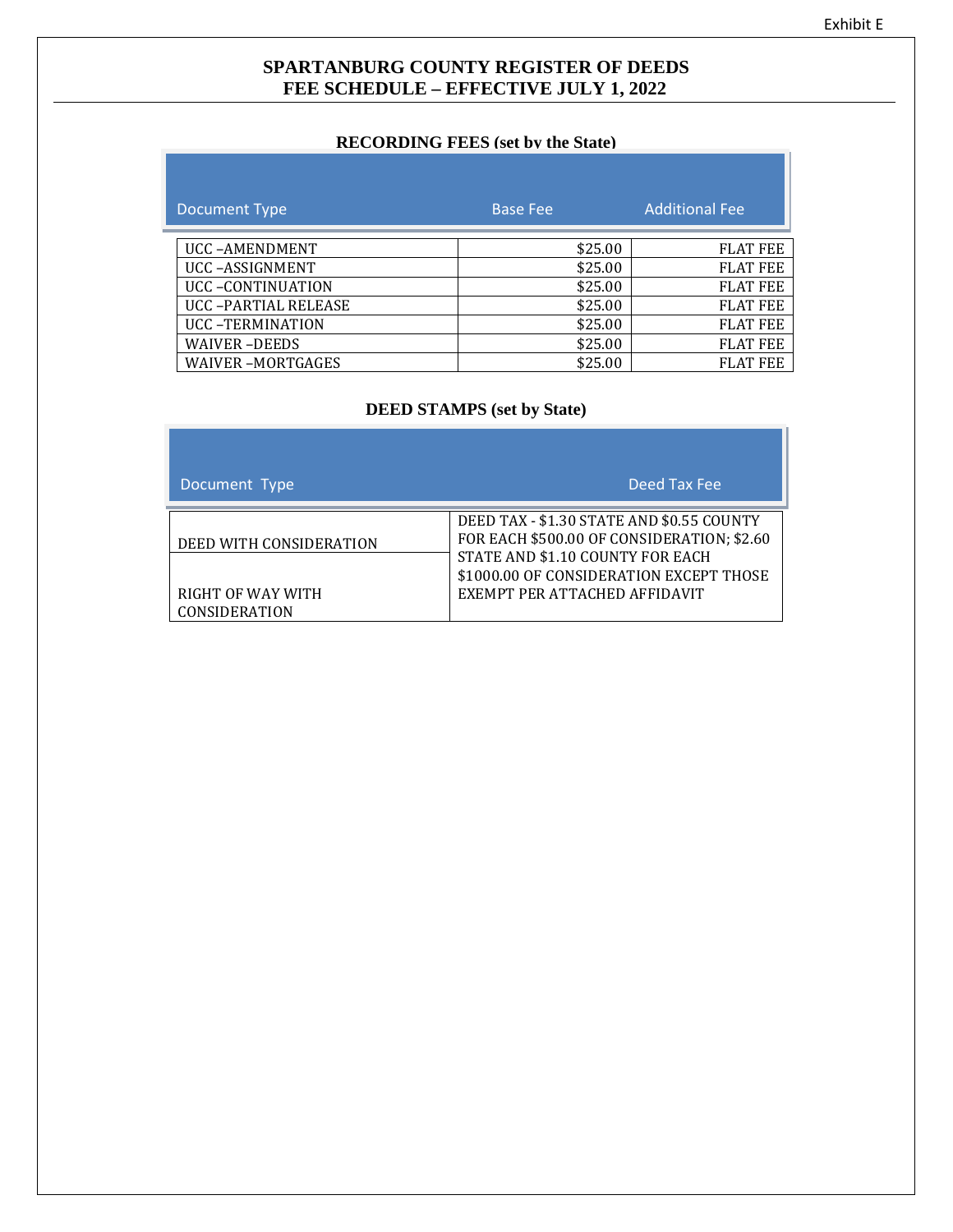Exhibit E

# SPARTANBURG COUNTY REGISTER OF DEEDS
# FEE SCHEDULE – EFFECTIVE JULY 1, 2022

## RECORDING FEES (set by the State)

| Document Type | Base Fee | Additional Fee |
|---|---|---|
| UCC –AMENDMENT | $25.00 | FLAT FEE |
| UCC –ASSIGNMENT | $25.00 | FLAT FEE |
| UCC –CONTINUATION | $25.00 | FLAT FEE |
| UCC –PARTIAL RELEASE | $25.00 | FLAT FEE |
| UCC –TERMINATION | $25.00 | FLAT FEE |
| WAIVER –DEEDS | $25.00 | FLAT FEE |
| WAIVER –MORTGAGES | $25.00 | FLAT FEE |

## DEED STAMPS (set by State)

| Document Type | Deed Tax Fee |
|---|---|
| DEED WITH CONSIDERATION | DEED TAX - $1.30 STATE AND $0.55 COUNTY FOR EACH $500.00 OF CONSIDERATION; $2.60 STATE AND $1.10 COUNTY FOR EACH $1000.00 OF CONSIDERATION EXCEPT THOSE EXEMPT PER ATTACHED AFFIDAVIT |
| RIGHT OF WAY WITH CONSIDERATION | |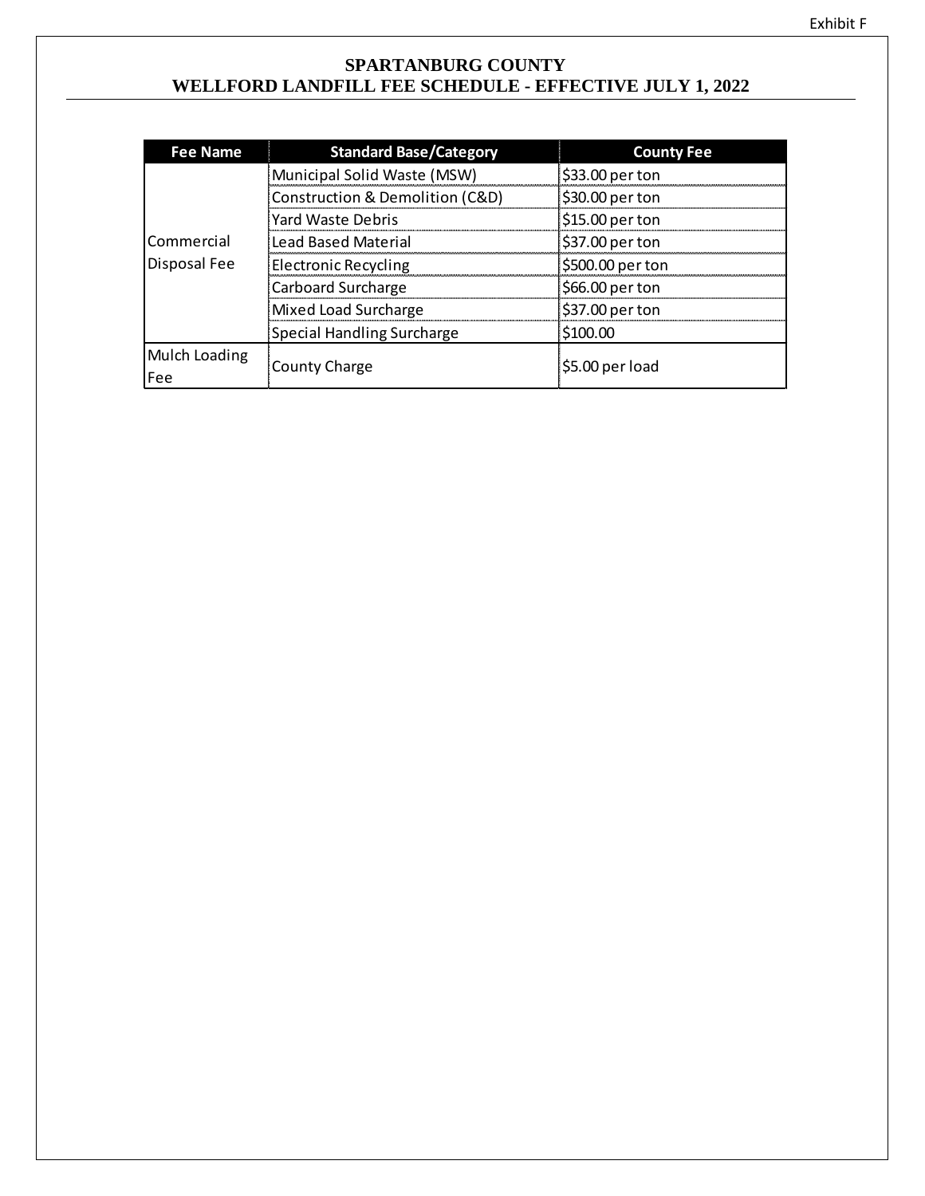Exhibit F

# SPARTANBURG COUNTY
## WELLFORD LANDFILL FEE SCHEDULE - EFFECTIVE JULY 1, 2022

| Fee Name | Standard Base/Category | County Fee |
|---|---|---|
| Commercial Disposal Fee | Municipal Solid Waste (MSW) | $33.00 per ton |
| | Construction & Demolition (C&D) | $30.00 per ton |
| | Yard Waste Debris | $15.00 per ton |
| | Lead Based Material | $37.00 per ton |
| | Electronic Recycling | $500.00 per ton |
| | Carboard Surcharge | $66.00 per ton |
| | Mixed Load Surcharge | $37.00 per ton |
| | Special Handling Surcharge | $100.00 |
| Mulch Loading Fee | County Charge | $5.00 per load |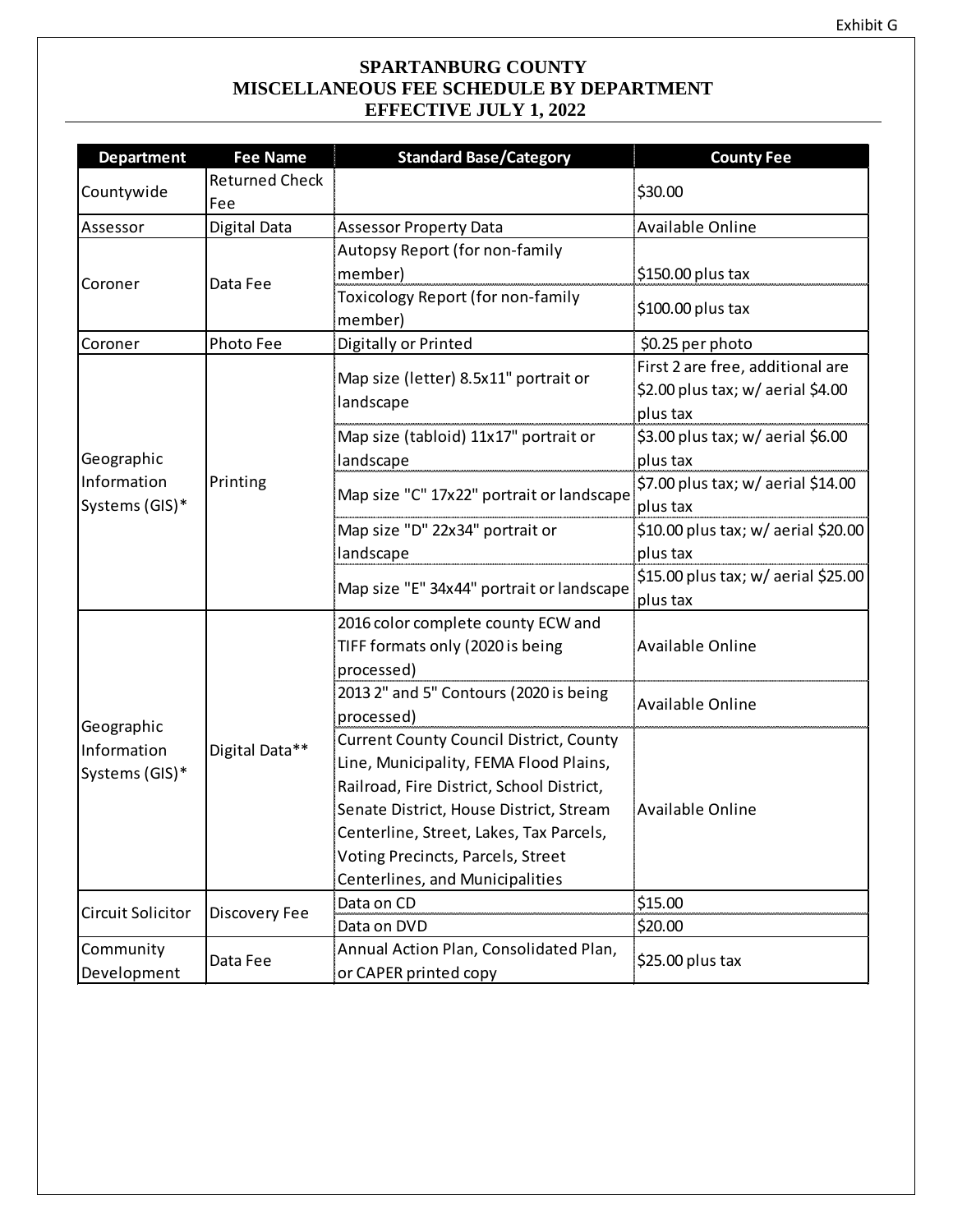Exhibit G

# SPARTANBURG COUNTY
## MISCELLANEOUS FEE SCHEDULE BY DEPARTMENT
## EFFECTIVE JULY 1, 2022

| Department | Fee Name | Standard Base/Category | County Fee |
|---|---|---|---|
| Countywide | Returned Check Fee | | $30.00 |
| Assessor | Digital Data | Assessor Property Data | Available Online |
| Coroner | Data Fee | Autopsy Report (for non-family member) | $150.00 plus tax |
| | | Toxicology Report (for non-family member) | $100.00 plus tax |
| Coroner | Photo Fee | Digitally or Printed | $0.25 per photo |
| Geographic Information Systems (GIS)* | Printing | Map size (letter) 8.5x11" portrait or landscape | First 2 are free, additional are $2.00 plus tax; w/ aerial $4.00 plus tax |
| | | Map size (tabloid) 11x17" portrait or landscape | $3.00 plus tax; w/ aerial $6.00 plus tax |
| | | Map size "C" 17x22" portrait or landscape | $7.00 plus tax; w/ aerial $14.00 plus tax |
| | | Map size "D" 22x34" portrait or landscape | $10.00 plus tax; w/ aerial $20.00 plus tax |
| | | Map size "E" 34x44" portrait or landscape | $15.00 plus tax; w/ aerial $25.00 plus tax |
| Geographic Information Systems (GIS)* | Digital Data** | 2016 color complete county ECW and TIFF formats only (2020 is being processed) | Available Online |
| | | 2013 2" and 5" Contours (2020 is being processed) | Available Online |
| | | Current County Council District, County Line, Municipality, FEMA Flood Plains, Railroad, Fire District, School District, Senate District, House District, Stream Centerline, Street, Lakes, Tax Parcels, Voting Precincts, Parcels, Street Centerlines, and Municipalities | Available Online |
| Circuit Solicitor | Discovery Fee | Data on CD | $15.00 |
| | | Data on DVD | $20.00 |
| Community Development | Data Fee | Annual Action Plan, Consolidated Plan, or CAPER printed copy | $25.00 plus tax |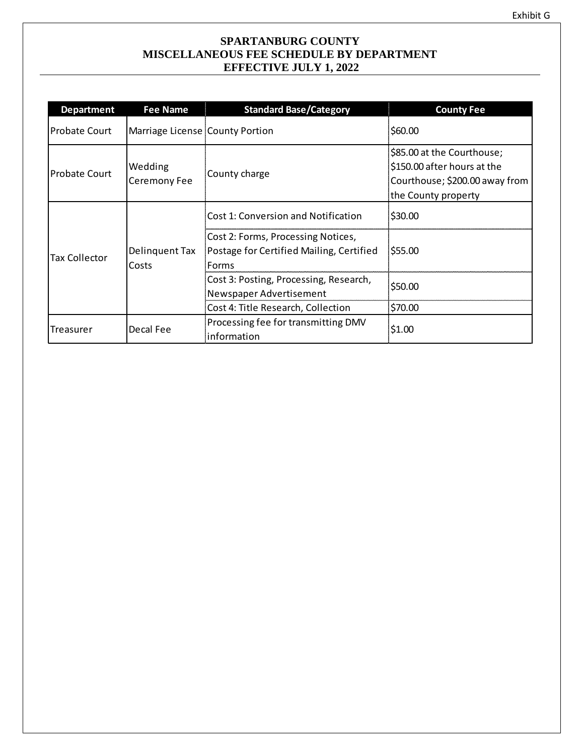Exhibit G

# SPARTANBURG COUNTY
## MISCELLANEOUS FEE SCHEDULE BY DEPARTMENT
## EFFECTIVE JULY 1, 2022

| Department | Fee Name | Standard Base/Category | County Fee |
|---|---|---|---|
| Probate Court | Marriage License | County Portion | $60.00 |
| Probate Court | Wedding Ceremony Fee | County charge | $85.00 at the Courthouse; $150.00 after hours at the Courthouse; $200.00 away from the County property |
| Tax Collector | Delinquent Tax Costs | Cost 1: Conversion and Notification | $30.00 |
| | | Cost 2: Forms, Processing Notices, Postage for Certified Mailing, Certified Forms | $55.00 |
| | | Cost 3: Posting, Processing, Research, Newspaper Advertisement | $50.00 |
| | | Cost 4: Title Research, Collection | $70.00 |
| Treasurer | Decal Fee | Processing fee for transmitting DMV information | $1.00 |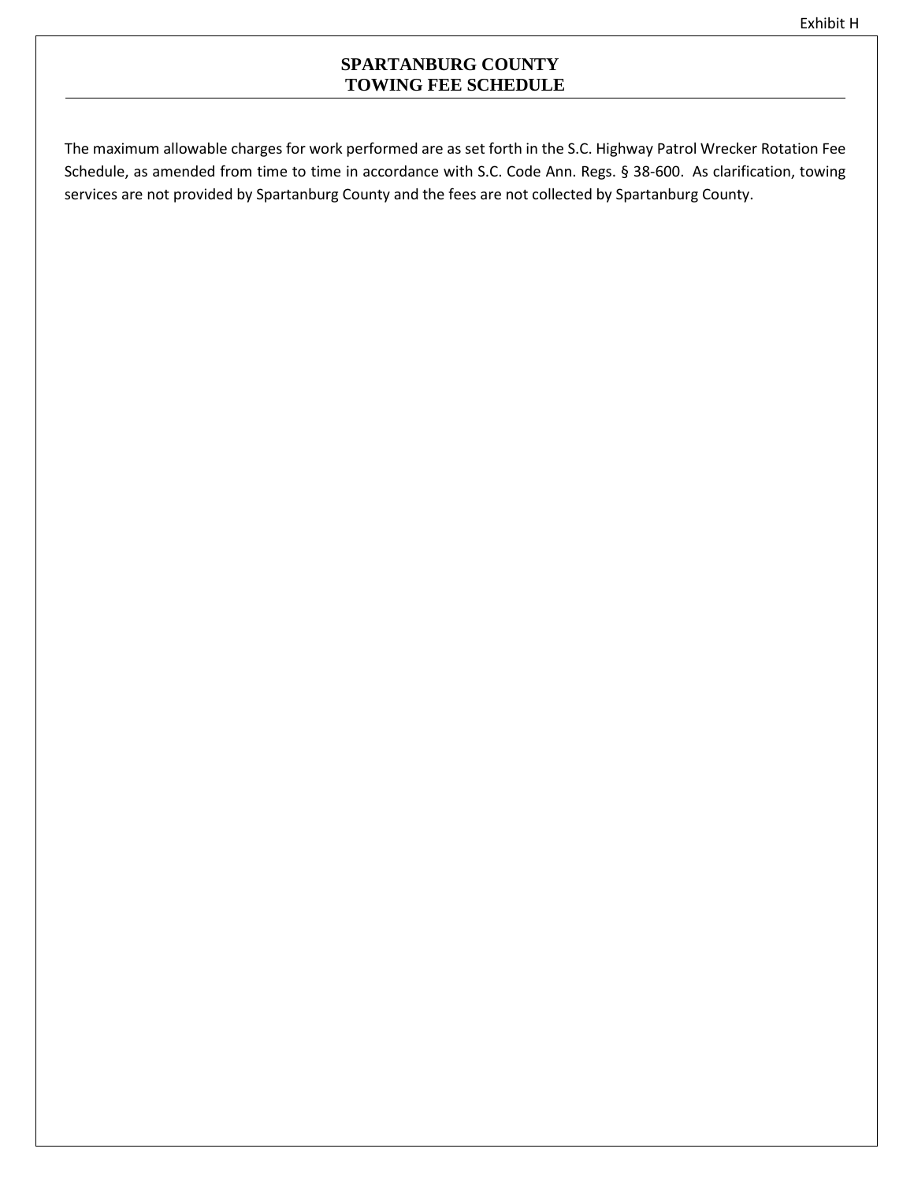Exhibit H

# SPARTANBURG COUNTY
# TOWING FEE SCHEDULE

The maximum allowable charges for work performed are as set forth in the S.C. Highway Patrol Wrecker Rotation Fee Schedule, as amended from time to time in accordance with S.C. Code Ann. Regs. § 38-600. As clarification, towing services are not provided by Spartanburg County and the fees are not collected by Spartanburg County.